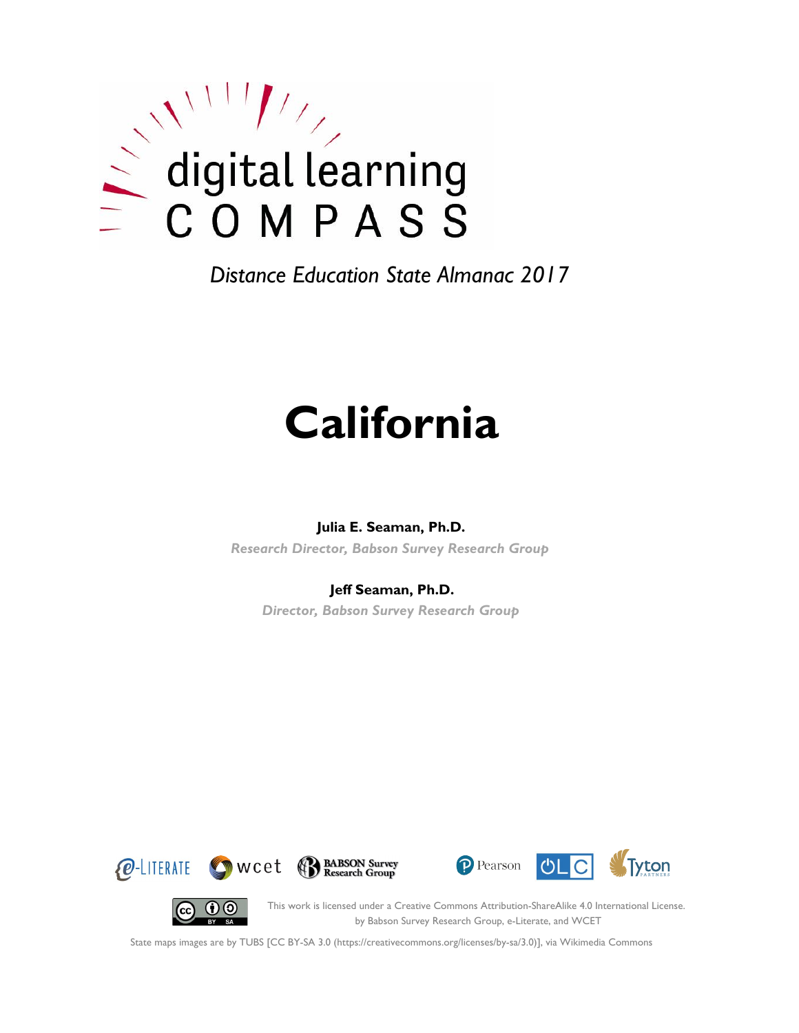digital learning

COMPASS

*Distance Education State Almanac 2017*

# California

**Julia E. Seaman, Ph.D.**

*Research Director, Babson Survey Research Group*

**Jeff Seaman, Ph.D.**

*Director, Babson Survey Research Group*

e-LITERATE wcet BABSON Survey Research Group Pearson OLC Tyton PARTNERS

This work is licensed under a Creative Commons Attribution-ShareAlike 4.0 International License. by Babson Survey Research Group, e-Literate, and WCET

State maps images are by TUBS [CC BY-SA 3.0 (https://creativecommons.org/licenses/by-sa/3.0)], via Wikimedia Commons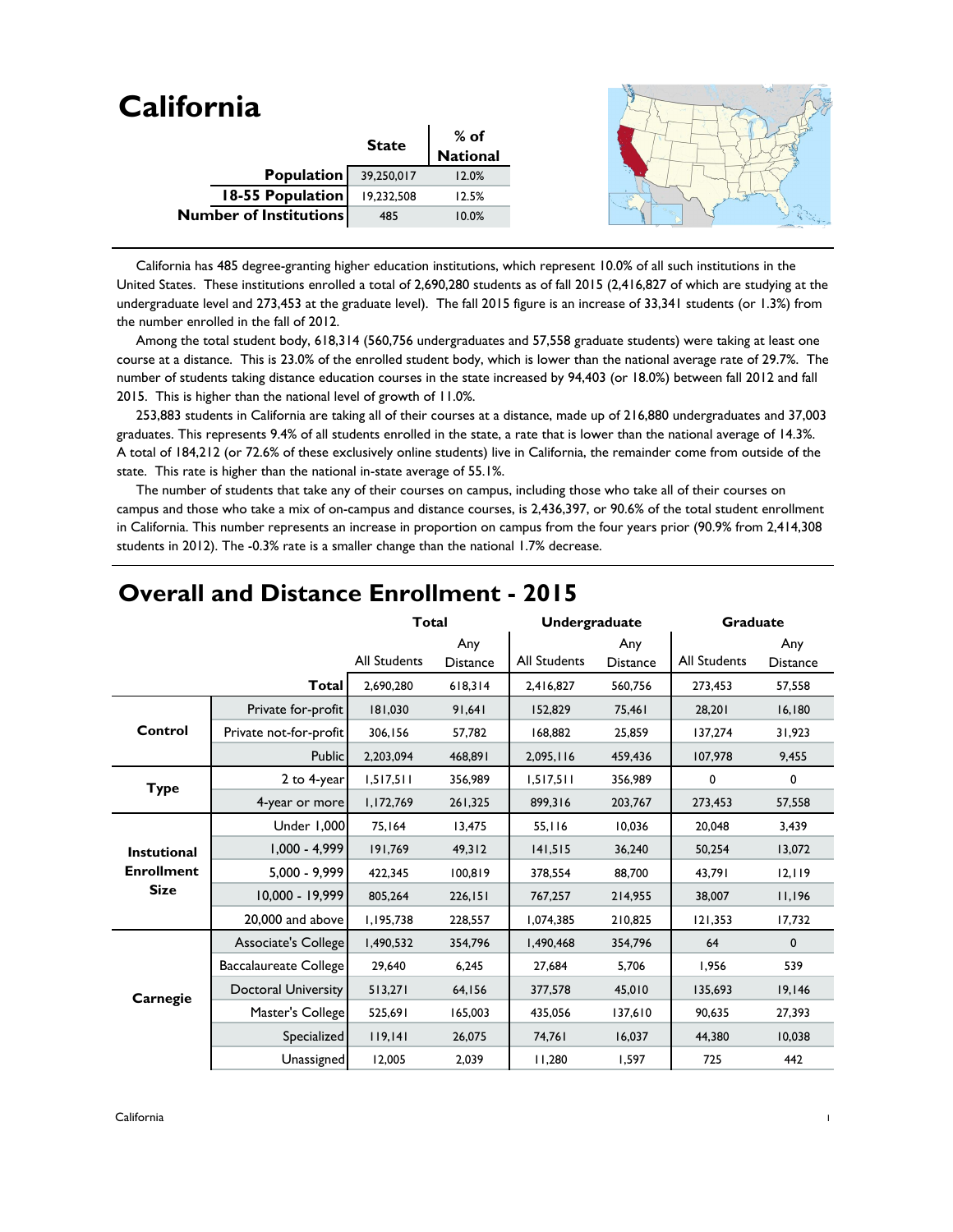# California

| | State | % of National |
|---|---|---|
| **Population** | 39,250,017 | 12.0% |
| **18-55 Population** | 19,232,508 | 12.5% |
| **Number of Institutions** | 485 | 10.0% |

California has 485 degree-granting higher education institutions, which represent 10.0% of all such institutions in the United States. These institutions enrolled a total of 2,690,280 students as of fall 2015 (2,416,827 of which are studying at the undergraduate level and 273,453 at the graduate level). The fall 2015 figure is an increase of 33,341 students (or 1.3%) from the number enrolled in the fall of 2012.

Among the total student body, 618,314 (560,756 undergraduates and 57,558 graduate students) were taking at least one course at a distance. This is 23.0% of the enrolled student body, which is lower than the national average rate of 29.7%. The number of students taking distance education courses in the state increased by 94,403 (or 18.0%) between fall 2012 and fall 2015. This is higher than the national level of growth of 11.0%.

253,883 students in California are taking all of their courses at a distance, made up of 216,880 undergraduates and 37,003 graduates. This represents 9.4% of all students enrolled in the state, a rate that is lower than the national average of 14.3%. A total of 184,212 (or 72.6% of these exclusively online students) live in California, the remainder come from outside of the state. This rate is higher than the national in-state average of 55.1%.

The number of students that take any of their courses on campus, including those who take all of their courses on campus and those who take a mix of on-campus and distance courses, is 2,436,397, or 90.6% of the total student enrollment in California. This number represents an increase in proportion on campus from the four years prior (90.9% from 2,414,308 students in 2012). The -0.3% rate is a smaller change than the national 1.7% decrease.

## Overall and Distance Enrollment - 2015

| | | Total | | Undergraduate | | Graduate | |
|---|---|---|---|---|---|---|---|
| | | All Students | Any Distance | All Students | Any Distance | All Students | Any Distance |
| | **Total** | 2,690,280 | 618,314 | 2,416,827 | 560,756 | 273,453 | 57,558 |
| **Control** | Private for-profit | 181,030 | 91,641 | 152,829 | 75,461 | 28,201 | 16,180 |
| | Private not-for-profit | 306,156 | 57,782 | 168,882 | 25,859 | 137,274 | 31,923 |
| | Public | 2,203,094 | 468,891 | 2,095,116 | 459,436 | 107,978 | 9,455 |
| **Type** | 2 to 4-year | 1,517,511 | 356,989 | 1,517,511 | 356,989 | 0 | 0 |
| | 4-year or more | 1,172,769 | 261,325 | 899,316 | 203,767 | 273,453 | 57,558 |
| **Instutional Enrollment Size** | Under 1,000 | 75,164 | 13,475 | 55,116 | 10,036 | 20,048 | 3,439 |
| | 1,000 - 4,999 | 191,769 | 49,312 | 141,515 | 36,240 | 50,254 | 13,072 |
| | 5,000 - 9,999 | 422,345 | 100,819 | 378,554 | 88,700 | 43,791 | 12,119 |
| | 10,000 - 19,999 | 805,264 | 226,151 | 767,257 | 214,955 | 38,007 | 11,196 |
| | 20,000 and above | 1,195,738 | 228,557 | 1,074,385 | 210,825 | 121,353 | 17,732 |
| **Carnegie** | Associate's College | 1,490,532 | 354,796 | 1,490,468 | 354,796 | 64 | 0 |
| | Baccalaureate College | 29,640 | 6,245 | 27,684 | 5,706 | 1,956 | 539 |
| | Doctoral University | 513,271 | 64,156 | 377,578 | 45,010 | 135,693 | 19,146 |
| | Master's College | 525,691 | 165,003 | 435,056 | 137,610 | 90,635 | 27,393 |
| | Specialized | 119,141 | 26,075 | 74,761 | 16,037 | 44,380 | 10,038 |
| | Unassigned | 12,005 | 2,039 | 11,280 | 1,597 | 725 | 442 |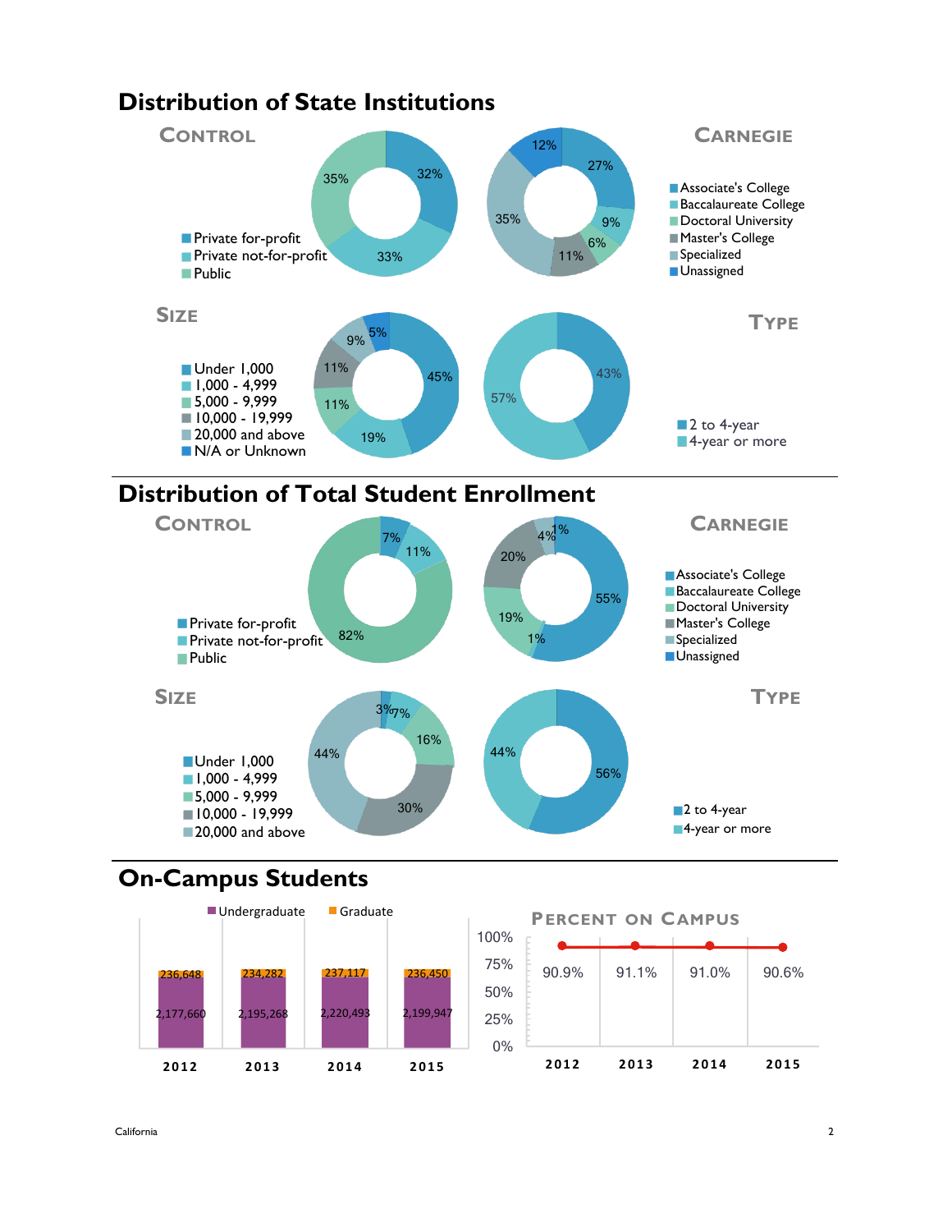## Distribution of State Institutions

### Control

- Private for-profit: 32%
- Private not-for-profit: 33%
- Public: 35%

### Carnegie

- Associate's College: 27%
- Baccalaureate College: 9%
- Doctoral University: 6%
- Master's College: 11%
- Specialized: 35%
- Unassigned: 12%

### Size

- Under 1,000: 45%
- 1,000 - 4,999: 19%
- 5,000 - 9,999: 11%
- 10,000 - 19,999: 11%
- 20,000 and above: 9%
- N/A or Unknown: 5%

### Type

- 2 to 4-year: 43%
- 4-year or more: 57%

## Distribution of Total Student Enrollment

### Control

- Private for-profit: 7%
- Private not-for-profit: 11%
- Public: 82%

### Carnegie

- Associate's College: 55%
- Baccalaureate College: 1%
- Doctoral University: 19%
- Master's College: 20%
- Specialized: 4%
- Unassigned: 1%

### Size

- Under 1,000: 3%
- 1,000 - 4,999: 7%
- 5,000 - 9,999: 16%
- 10,000 - 19,999: 30%
- 20,000 and above: 44%

### Type

- 2 to 4-year: 56%
- 4-year or more: 44%

## On-Campus Students

| | 2012 | 2013 | 2014 | 2015 |
|---|---|---|---|---|
| Undergraduate | 2,177,660 | 2,195,268 | 2,220,493 | 2,199,947 |
| Graduate | 236,648 | 234,282 | 237,117 | 236,450 |

### Percent on Campus

| 2012 | 2013 | 2014 | 2015 |
|---|---|---|---|
| 90.9% | 91.1% | 91.0% | 90.6% |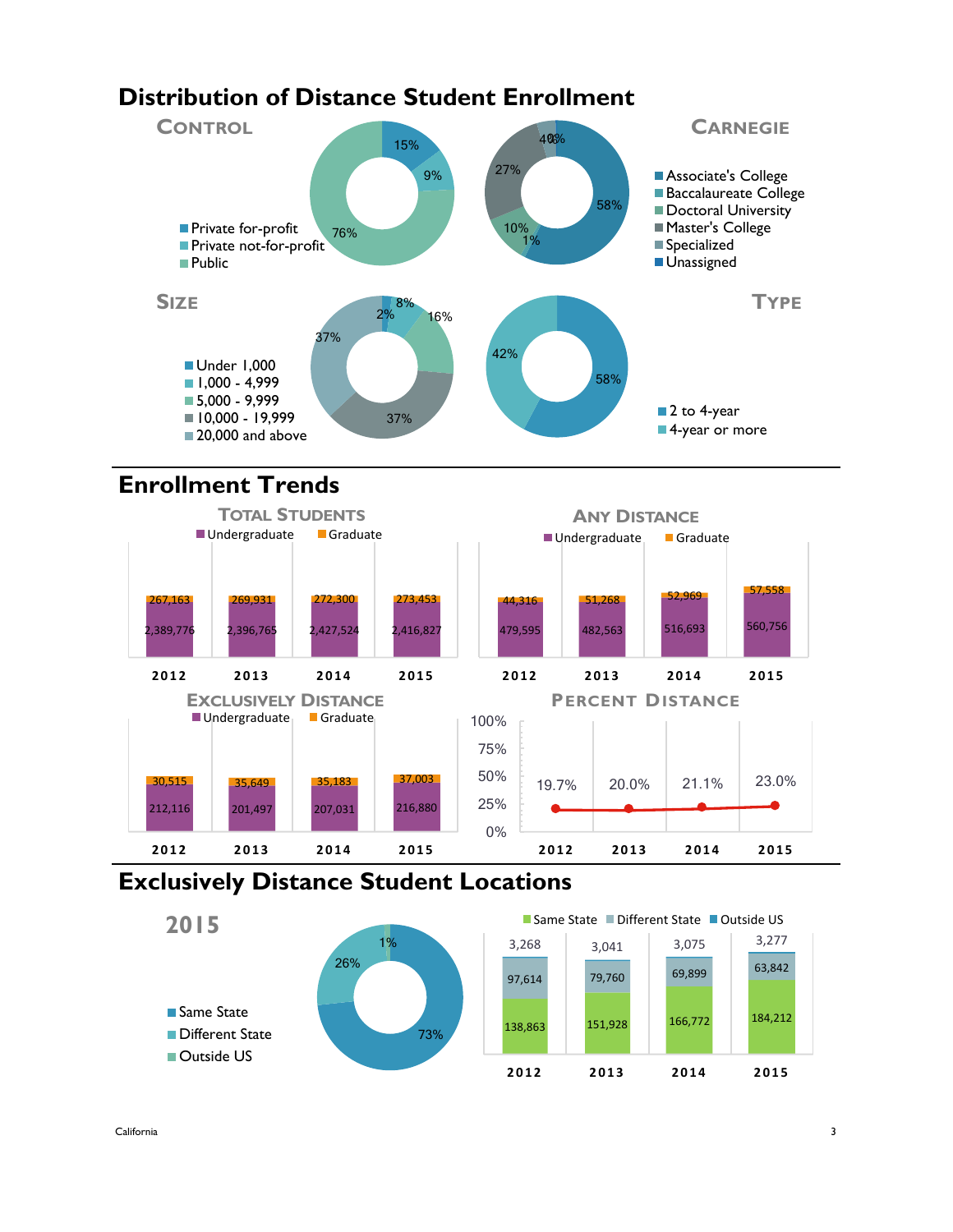# Distribution of Distance Student Enrollment

## Control

| Control | Percent |
|---|---|
| Private for-profit | 15% |
| Private not-for-profit | 9% |
| Public | 76% |

## Carnegie

| Carnegie | Percent |
|---|---|
| Associate's College | 58% |
| Baccalaureate College | 1% |
| Doctoral University | 10% |
| Master's College | 27% |
| Specialized | 4% |
| Unassigned | 0% |

## Size

| Size | Percent |
|---|---|
| Under 1,000 | 2% |
| 1,000 - 4,999 | 8% |
| 5,000 - 9,999 | 16% |
| 10,000 - 19,999 | 37% |
| 20,000 and above | 37% |

## Type

| Type | Percent |
|---|---|
| 2 to 4-year | 58% |
| 4-year or more | 42% |

# Enrollment Trends

## Total Students

| Year | Undergraduate | Graduate |
|---|---|---|
| 2012 | 2,389,776 | 267,163 |
| 2013 | 2,396,765 | 269,931 |
| 2014 | 2,427,524 | 272,300 |
| 2015 | 2,416,827 | 273,453 |

## Any Distance

| Year | Undergraduate | Graduate |
|---|---|---|
| 2012 | 479,595 | 44,316 |
| 2013 | 482,563 | 51,268 |
| 2014 | 516,693 | 52,969 |
| 2015 | 560,756 | 57,558 |

## Exclusively Distance

| Year | Undergraduate | Graduate |
|---|---|---|
| 2012 | 212,116 | 30,515 |
| 2013 | 201,497 | 35,649 |
| 2014 | 207,031 | 35,183 |
| 2015 | 216,880 | 37,003 |

## Percent Distance

| Year | Percent |
|---|---|
| 2012 | 19.7% |
| 2013 | 20.0% |
| 2014 | 21.1% |
| 2015 | 23.0% |

# Exclusively Distance Student Locations

## 2015

| Location | Percent |
|---|---|
| Same State | 73% |
| Different State | 26% |
| Outside US | 1% |

| Year | Same State | Different State | Outside US |
|---|---|---|---|
| 2012 | 138,863 | 97,614 | 3,268 |
| 2013 | 151,928 | 79,760 | 3,041 |
| 2014 | 166,772 | 69,899 | 3,075 |
| 2015 | 184,212 | 63,842 | 3,277 |

California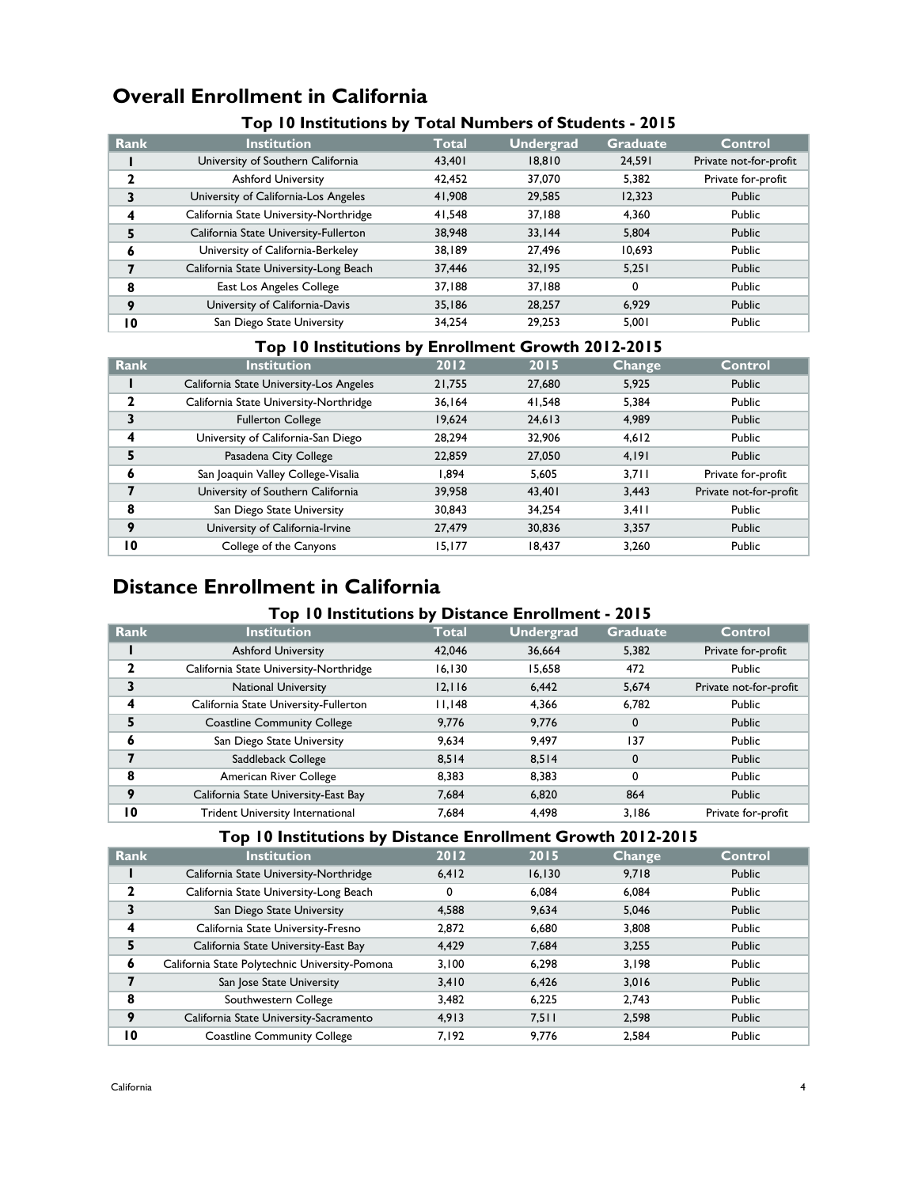## Overall Enrollment in California

### Top 10 Institutions by Total Numbers of Students - 2015

| Rank | Institution | Total | Undergrad | Graduate | Control |
|---|---|---|---|---|---|
| 1 | University of Southern California | 43,401 | 18,810 | 24,591 | Private not-for-profit |
| 2 | Ashford University | 42,452 | 37,070 | 5,382 | Private for-profit |
| 3 | University of California-Los Angeles | 41,908 | 29,585 | 12,323 | Public |
| 4 | California State University-Northridge | 41,548 | 37,188 | 4,360 | Public |
| 5 | California State University-Fullerton | 38,948 | 33,144 | 5,804 | Public |
| 6 | University of California-Berkeley | 38,189 | 27,496 | 10,693 | Public |
| 7 | California State University-Long Beach | 37,446 | 32,195 | 5,251 | Public |
| 8 | East Los Angeles College | 37,188 | 37,188 | 0 | Public |
| 9 | University of California-Davis | 35,186 | 28,257 | 6,929 | Public |
| 10 | San Diego State University | 34,254 | 29,253 | 5,001 | Public |

### Top 10 Institutions by Enrollment Growth 2012-2015

| Rank | Institution | 2012 | 2015 | Change | Control |
|---|---|---|---|---|---|
| 1 | California State University-Los Angeles | 21,755 | 27,680 | 5,925 | Public |
| 2 | California State University-Northridge | 36,164 | 41,548 | 5,384 | Public |
| 3 | Fullerton College | 19,624 | 24,613 | 4,989 | Public |
| 4 | University of California-San Diego | 28,294 | 32,906 | 4,612 | Public |
| 5 | Pasadena City College | 22,859 | 27,050 | 4,191 | Public |
| 6 | San Joaquin Valley College-Visalia | 1,894 | 5,605 | 3,711 | Private for-profit |
| 7 | University of Southern California | 39,958 | 43,401 | 3,443 | Private not-for-profit |
| 8 | San Diego State University | 30,843 | 34,254 | 3,411 | Public |
| 9 | University of California-Irvine | 27,479 | 30,836 | 3,357 | Public |
| 10 | College of the Canyons | 15,177 | 18,437 | 3,260 | Public |

## Distance Enrollment in California

### Top 10 Institutions by Distance Enrollment - 2015

| Rank | Institution | Total | Undergrad | Graduate | Control |
|---|---|---|---|---|---|
| 1 | Ashford University | 42,046 | 36,664 | 5,382 | Private for-profit |
| 2 | California State University-Northridge | 16,130 | 15,658 | 472 | Public |
| 3 | National University | 12,116 | 6,442 | 5,674 | Private not-for-profit |
| 4 | California State University-Fullerton | 11,148 | 4,366 | 6,782 | Public |
| 5 | Coastline Community College | 9,776 | 9,776 | 0 | Public |
| 6 | San Diego State University | 9,634 | 9,497 | 137 | Public |
| 7 | Saddleback College | 8,514 | 8,514 | 0 | Public |
| 8 | American River College | 8,383 | 8,383 | 0 | Public |
| 9 | California State University-East Bay | 7,684 | 6,820 | 864 | Public |
| 10 | Trident University International | 7,684 | 4,498 | 3,186 | Private for-profit |

### Top 10 Institutions by Distance Enrollment Growth 2012-2015

| Rank | Institution | 2012 | 2015 | Change | Control |
|---|---|---|---|---|---|
| 1 | California State University-Northridge | 6,412 | 16,130 | 9,718 | Public |
| 2 | California State University-Long Beach | 0 | 6,084 | 6,084 | Public |
| 3 | San Diego State University | 4,588 | 9,634 | 5,046 | Public |
| 4 | California State University-Fresno | 2,872 | 6,680 | 3,808 | Public |
| 5 | California State University-East Bay | 4,429 | 7,684 | 3,255 | Public |
| 6 | California State Polytechnic University-Pomona | 3,100 | 6,298 | 3,198 | Public |
| 7 | San Jose State University | 3,410 | 6,426 | 3,016 | Public |
| 8 | Southwestern College | 3,482 | 6,225 | 2,743 | Public |
| 9 | California State University-Sacramento | 4,913 | 7,511 | 2,598 | Public |
| 10 | Coastline Community College | 7,192 | 9,776 | 2,584 | Public |